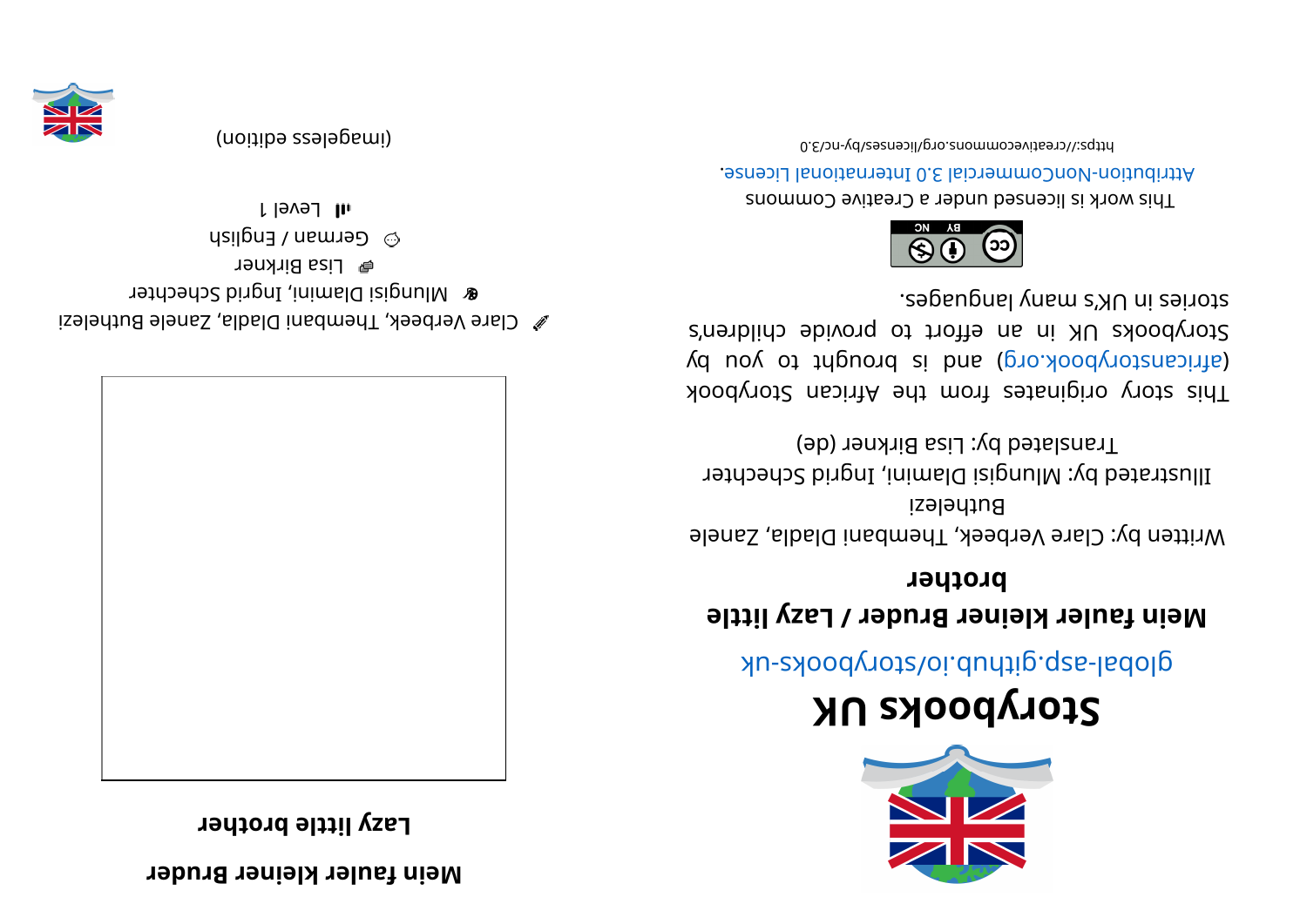# Storybooks UK

global-asp.github.io/storybooks-uk

**Mein fauler kleiner Bruder / Lazy little brother**

Written by: Clare Verbeek, Thembani Dladla, Zanele Buthelezi

Illustrated by: Mlungisi Dlamini, Ingrid Schechter

Translated by: Lisa Birkner (de)

This story originates from the African Storybook (africanstorybook.org) and is brought to you by Storybooks UK in an effort to provide children's stories in UK's many languages.

This work is licensed under a Creative Commons Attribution-NonCommercial 3.0 International License.

https://creativecommons.org/licenses/by-nc/3.0

# Mein fauler kleiner Bruder

## Lazy little brother

Clare Verbeek, Thembani Dladla, Zanele Buthelezi

Mlungisi Dlamini, Ingrid Schechter

Lisa Birkner

German / English

Level 1

(imageless edition)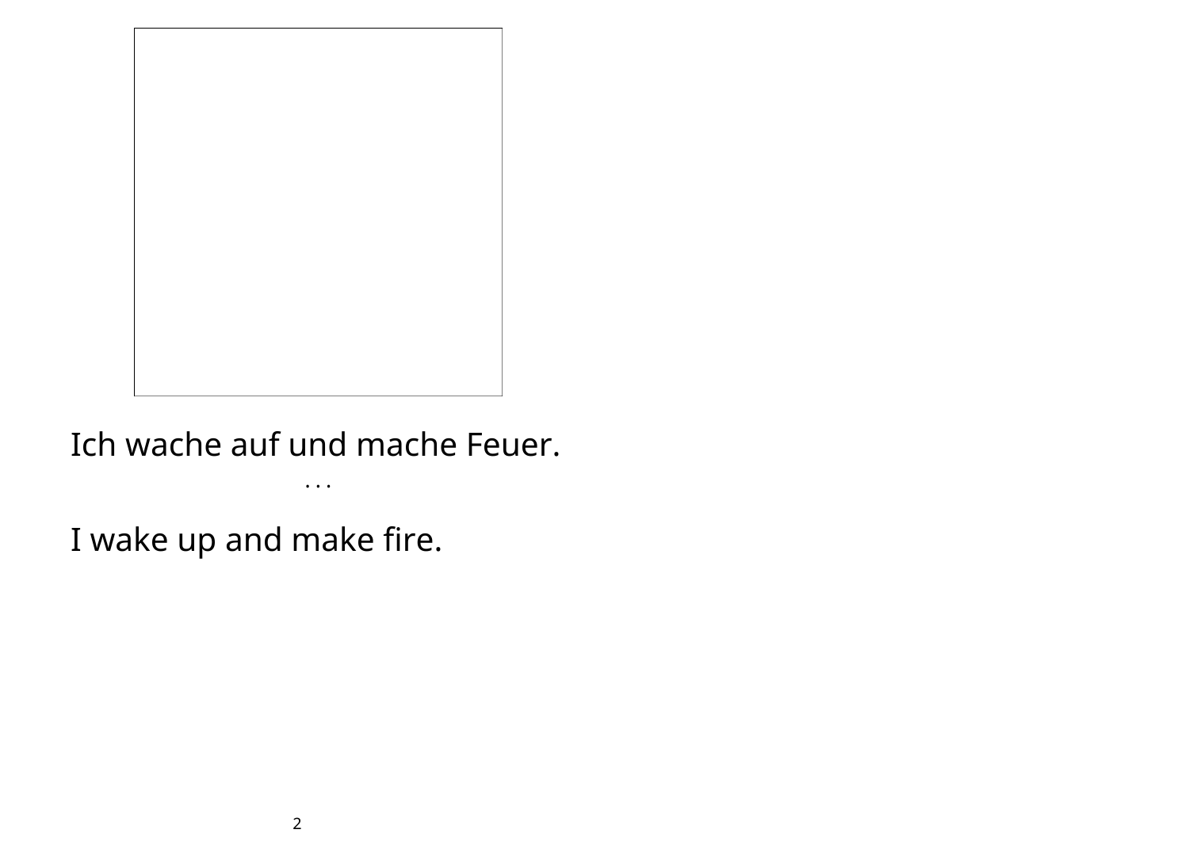Ich wache auf und mache Feuer.

. . .

I wake up and make fire.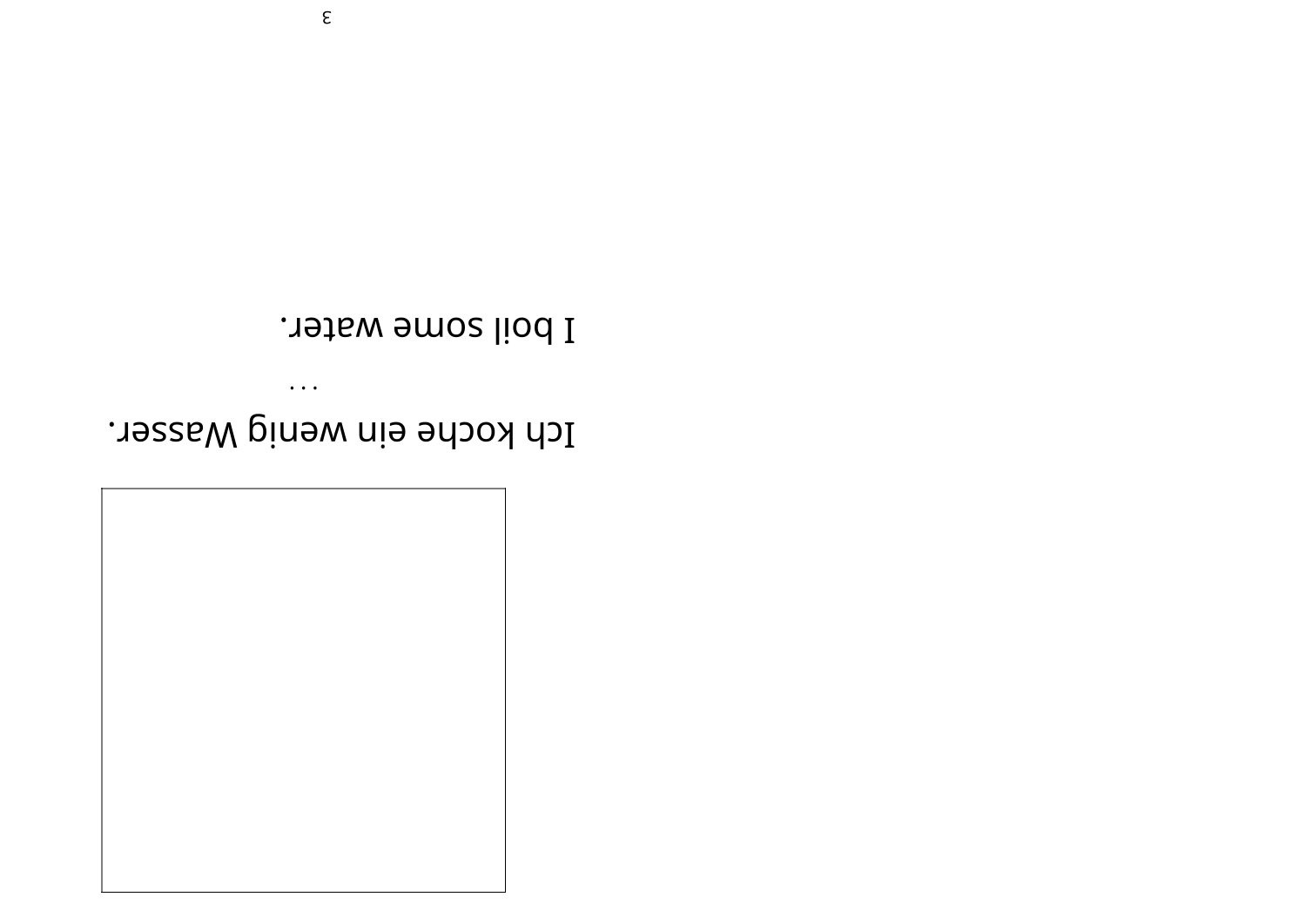Ich koche ein wenig Wasser.

...

I boil some water.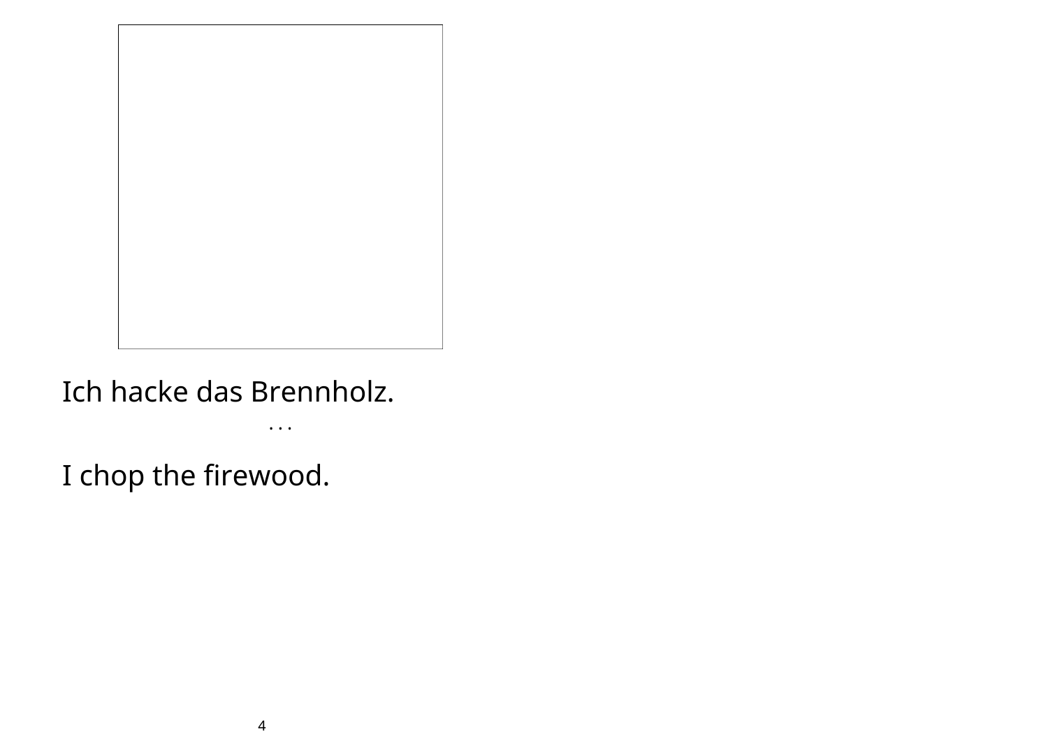Ich hacke das Brennholz.

. . .

I chop the firewood.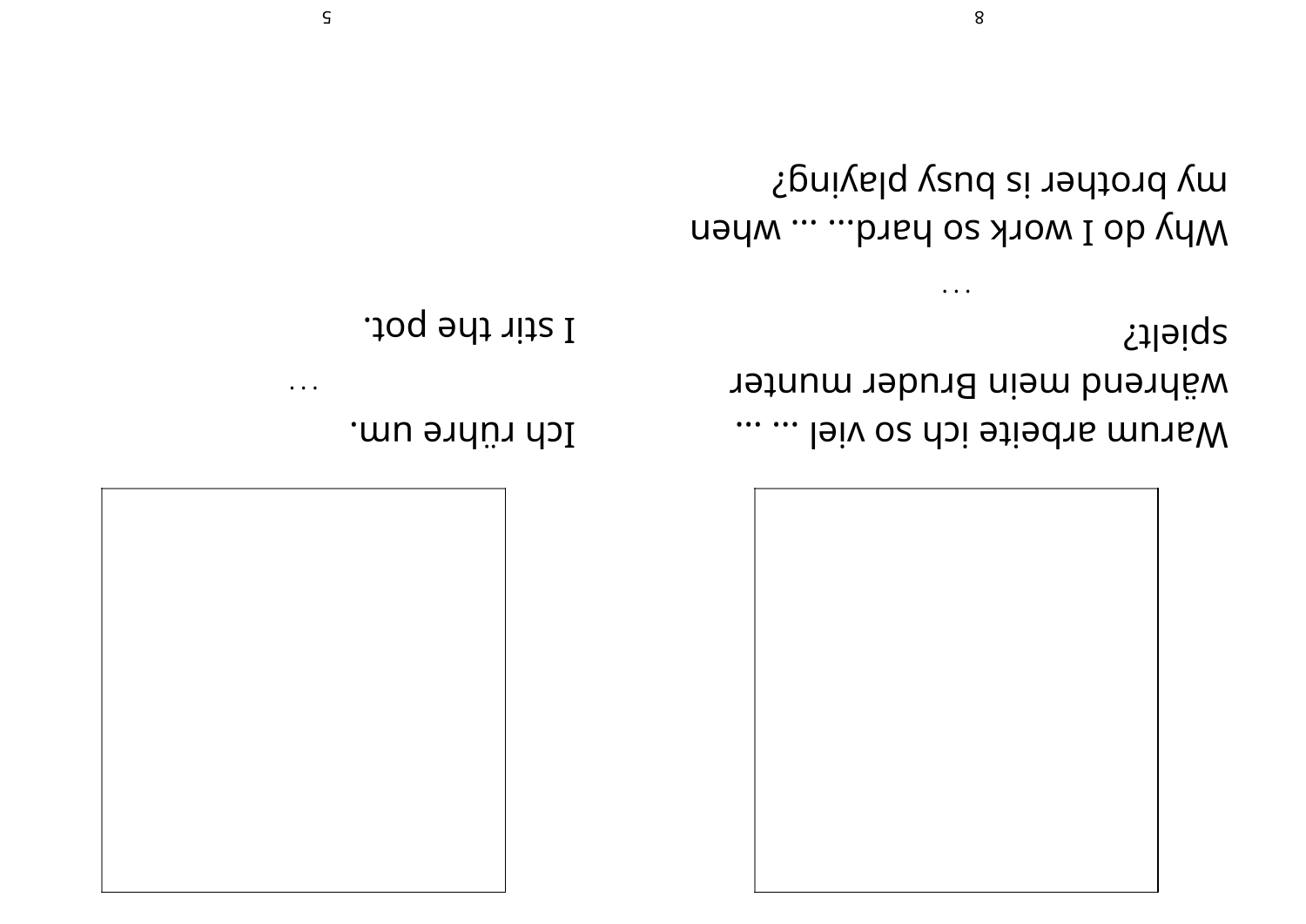Warum arbeite ich so viel ... ... während mein Bruder munter spielt?

...

Why do I work so hard... ... when my brother is busy playing?

Ich rühre um.

...

I stir the pot.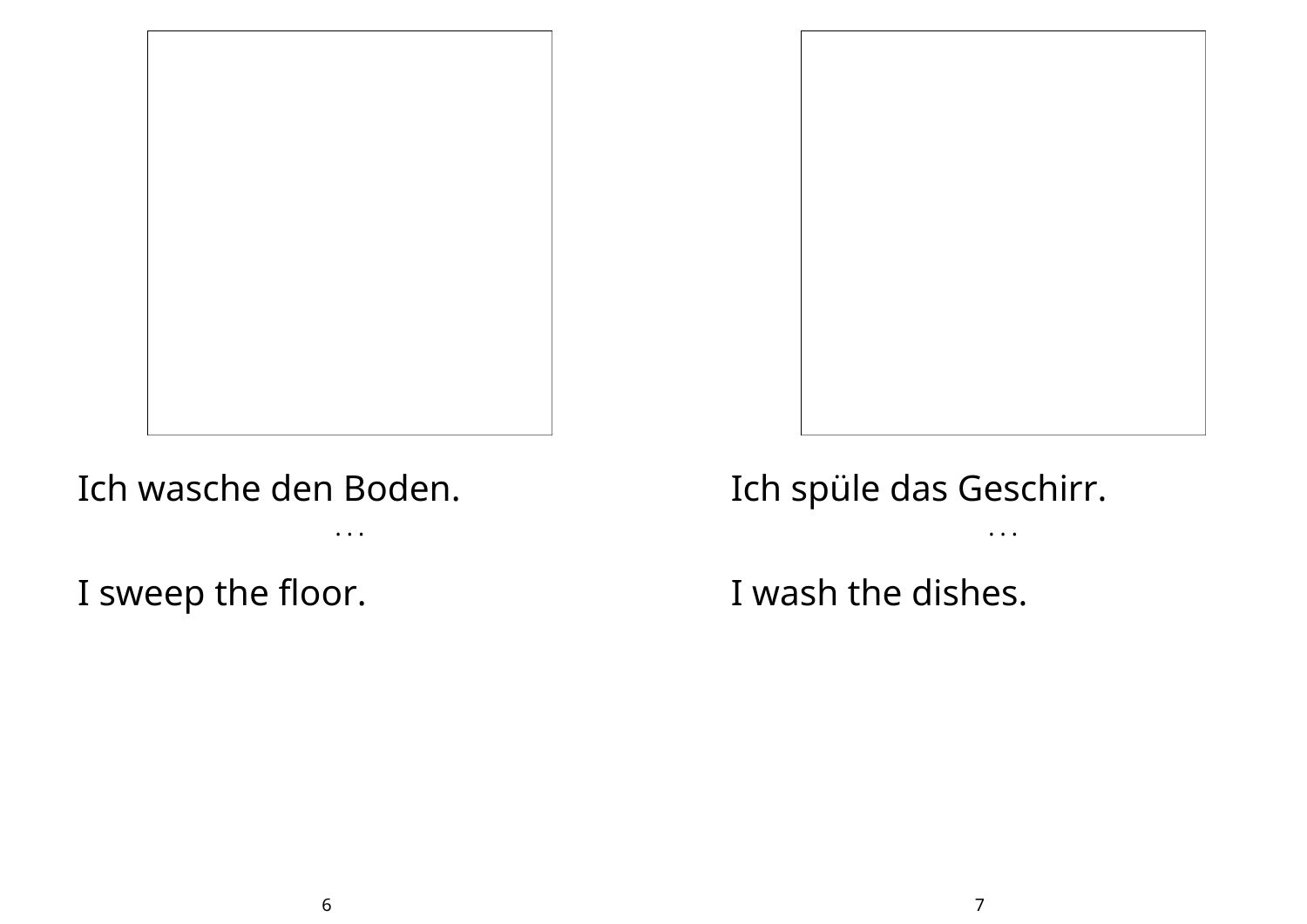Ich wasche den Boden.

. . .

I sweep the floor.

Ich spüle das Geschirr.

. . .

I wash the dishes.